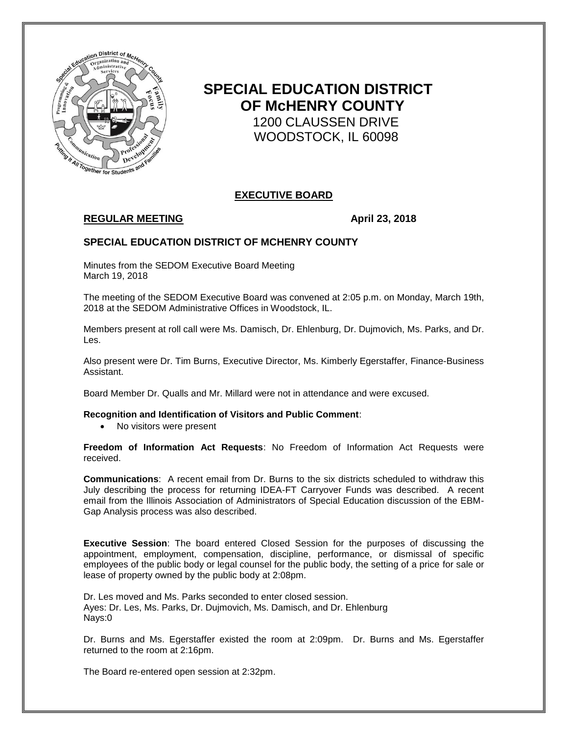# SPECIAL EDUCATION DISTRICT OF McHENRY COUNTY

1200 CLAUSSEN DRIVE
WOODSTOCK, IL 60098

## EXECUTIVE BOARD

**REGULAR MEETING** **April 23, 2018**

### SPECIAL EDUCATION DISTRICT OF MCHENRY COUNTY

Minutes from the SEDOM Executive Board Meeting
March 19, 2018

The meeting of the SEDOM Executive Board was convened at 2:05 p.m. on Monday, March 19th, 2018 at the SEDOM Administrative Offices in Woodstock, IL.

Members present at roll call were Ms. Damisch, Dr. Ehlenburg, Dr. Dujmovich, Ms. Parks, and Dr. Les.

Also present were Dr. Tim Burns, Executive Director, Ms. Kimberly Egerstaffer, Finance-Business Assistant.

Board Member Dr. Qualls and Mr. Millard were not in attendance and were excused.

**Recognition and Identification of Visitors and Public Comment**:

- No visitors were present

**Freedom of Information Act Requests**: No Freedom of Information Act Requests were received.

**Communications**: A recent email from Dr. Burns to the six districts scheduled to withdraw this July describing the process for returning IDEA-FT Carryover Funds was described. A recent email from the Illinois Association of Administrators of Special Education discussion of the EBM-Gap Analysis process was also described.

**Executive Session**: The board entered Closed Session for the purposes of discussing the appointment, employment, compensation, discipline, performance, or dismissal of specific employees of the public body or legal counsel for the public body, the setting of a price for sale or lease of property owned by the public body at 2:08pm.

Dr. Les moved and Ms. Parks seconded to enter closed session.
Ayes: Dr. Les, Ms. Parks, Dr. Dujmovich, Ms. Damisch, and Dr. Ehlenburg
Nays:0

Dr. Burns and Ms. Egerstaffer existed the room at 2:09pm. Dr. Burns and Ms. Egerstaffer returned to the room at 2:16pm.

The Board re-entered open session at 2:32pm.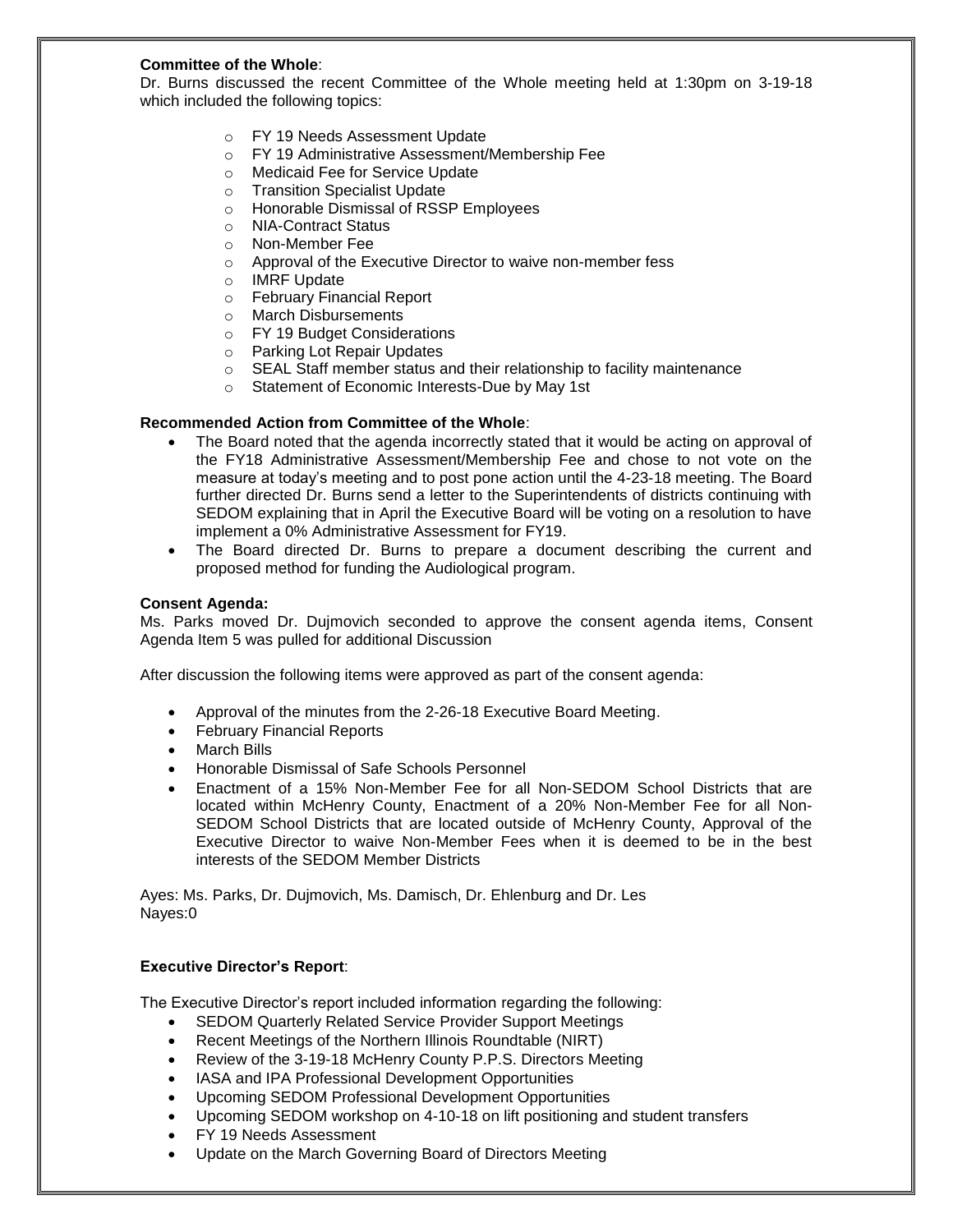**Committee of the Whole**:
Dr. Burns discussed the recent Committee of the Whole meeting held at 1:30pm on 3-19-18 which included the following topics:

- FY 19 Needs Assessment Update
- FY 19 Administrative Assessment/Membership Fee
- Medicaid Fee for Service Update
- Transition Specialist Update
- Honorable Dismissal of RSSP Employees
- NIA-Contract Status
- Non-Member Fee
- Approval of the Executive Director to waive non-member fess
- IMRF Update
- February Financial Report
- March Disbursements
- FY 19 Budget Considerations
- Parking Lot Repair Updates
- SEAL Staff member status and their relationship to facility maintenance
- Statement of Economic Interests-Due by May 1st

**Recommended Action from Committee of the Whole**:

- The Board noted that the agenda incorrectly stated that it would be acting on approval of the FY18 Administrative Assessment/Membership Fee and chose to not vote on the measure at today's meeting and to post pone action until the 4-23-18 meeting. The Board further directed Dr. Burns send a letter to the Superintendents of districts continuing with SEDOM explaining that in April the Executive Board will be voting on a resolution to have implement a 0% Administrative Assessment for FY19.
- The Board directed Dr. Burns to prepare a document describing the current and proposed method for funding the Audiological program.

**Consent Agenda:**
Ms. Parks moved Dr. Dujmovich seconded to approve the consent agenda items, Consent Agenda Item 5 was pulled for additional Discussion

After discussion the following items were approved as part of the consent agenda:

- Approval of the minutes from the 2-26-18 Executive Board Meeting.
- February Financial Reports
- March Bills
- Honorable Dismissal of Safe Schools Personnel
- Enactment of a 15% Non-Member Fee for all Non-SEDOM School Districts that are located within McHenry County, Enactment of a 20% Non-Member Fee for all Non-SEDOM School Districts that are located outside of McHenry County, Approval of the Executive Director to waive Non-Member Fees when it is deemed to be in the best interests of the SEDOM Member Districts

Ayes: Ms. Parks, Dr. Dujmovich, Ms. Damisch, Dr. Ehlenburg and Dr. Les
Nayes:0

**Executive Director's Report**:

The Executive Director's report included information regarding the following:

- SEDOM Quarterly Related Service Provider Support Meetings
- Recent Meetings of the Northern Illinois Roundtable (NIRT)
- Review of the 3-19-18 McHenry County P.P.S. Directors Meeting
- IASA and IPA Professional Development Opportunities
- Upcoming SEDOM Professional Development Opportunities
- Upcoming SEDOM workshop on 4-10-18 on lift positioning and student transfers
- FY 19 Needs Assessment
- Update on the March Governing Board of Directors Meeting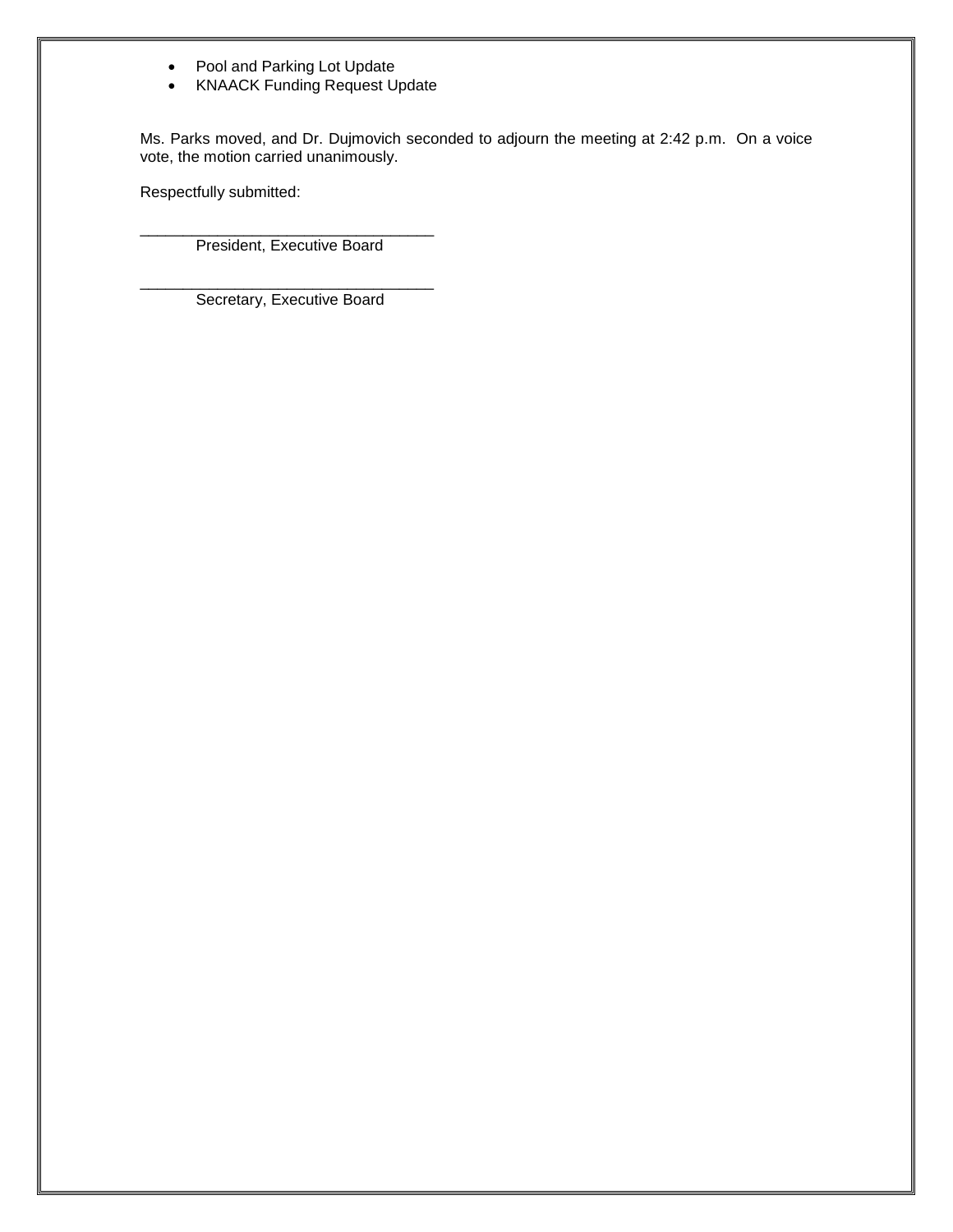- Pool and Parking Lot Update
- KNAACK Funding Request Update

Ms. Parks moved, and Dr. Dujmovich seconded to adjourn the meeting at 2:42 p.m. On a voice vote, the motion carried unanimously.

Respectfully submitted:

___________________________________
President, Executive Board

___________________________________
Secretary, Executive Board